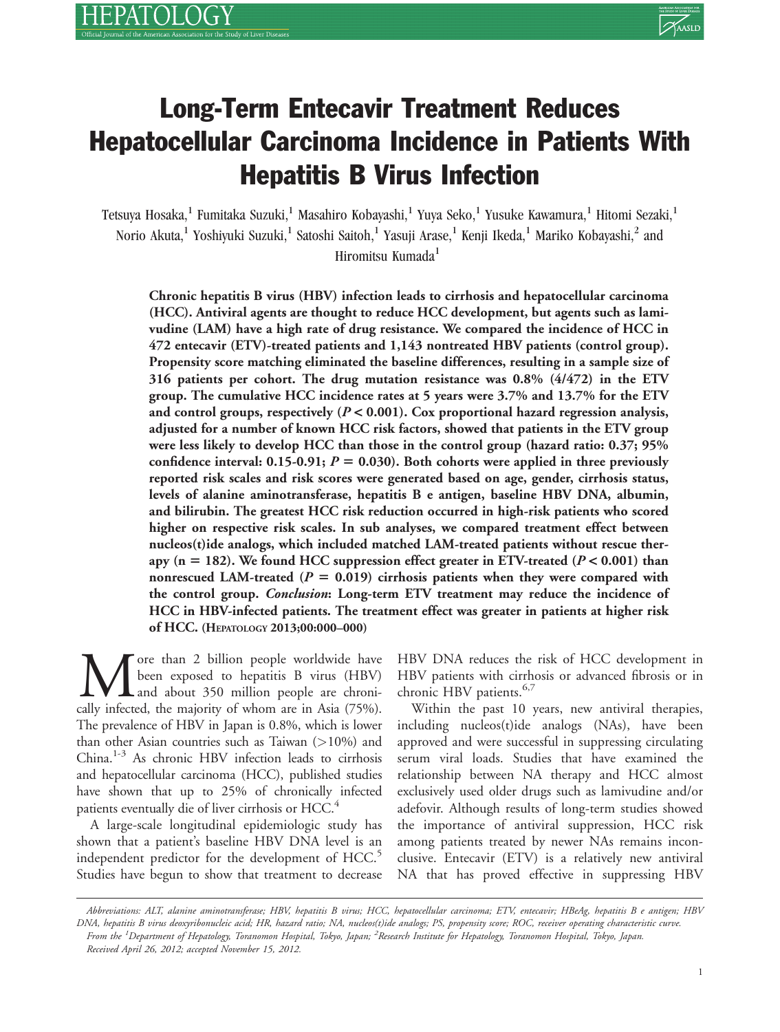# Long-Term Entecavir Treatment Reduces Hepatocellular Carcinoma Incidence in Patients With Hepatitis B Virus Infection

Tetsuya Hosaka,[1] Fumitaka Suzuki,[1] Masahiro Kobayashi,[1] Yuya Seko,[1] Yusuke Kawamura,[1] Hitomi Sezaki,[1] Norio Akuta,[1] Yoshiyuki Suzuki,[1] Satoshi Saitoh,[1] Yasuji Arase,[1] Kenji Ikeda,[1] Mariko Kobayashi,[2] and Hiromitsu Kumada[1]

**Chronic hepatitis B virus (HBV) infection leads to cirrhosis and hepatocellular carcinoma (HCC). Antiviral agents are thought to reduce HCC development, but agents such as lamivudine (LAM) have a high rate of drug resistance. We compared the incidence of HCC in 472 entecavir (ETV)-treated patients and 1,143 nontreated HBV patients (control group). Propensity score matching eliminated the baseline differences, resulting in a sample size of 316 patients per cohort. The drug mutation resistance was 0.8% (4/472) in the ETV group. The cumulative HCC incidence rates at 5 years were 3.7% and 13.7% for the ETV and control groups, respectively ($P < 0.001$). Cox proportional hazard regression analysis, adjusted for a number of known HCC risk factors, showed that patients in the ETV group were less likely to develop HCC than those in the control group (hazard ratio: 0.37; 95% confidence interval: 0.15-0.91; $P = 0.030$). Both cohorts were applied in three previously reported risk scales and risk scores were generated based on age, gender, cirrhosis status, levels of alanine aminotransferase, hepatitis B e antigen, baseline HBV DNA, albumin, and bilirubin. The greatest HCC risk reduction occurred in high-risk patients who scored higher on respective risk scales. In sub analyses, we compared treatment effect between nucleos(t)ide analogs, which included matched LAM-treated patients without rescue therapy (n = 182). We found HCC suppression effect greater in ETV-treated ($P < 0.001$) than nonrescued LAM-treated ($P = 0.019$) cirrhosis patients when they were compared with the control group. *Conclusion*: Long-term ETV treatment may reduce the incidence of HCC in HBV-infected patients. The treatment effect was greater in patients at higher risk of HCC.** (HEPATOLOGY 2013;00:000–000)

More than 2 billion people worldwide have been exposed to hepatitis B virus (HBV) and about 350 million people are chronically infected, the majority of whom are in Asia (75%). The prevalence of HBV in Japan is 0.8%, which is lower than other Asian countries such as Taiwan (>10%) and China.[1-3] As chronic HBV infection leads to cirrhosis and hepatocellular carcinoma (HCC), published studies have shown that up to 25% of chronically infected patients eventually die of liver cirrhosis or HCC.[4]

A large-scale longitudinal epidemiologic study has shown that a patient's baseline HBV DNA level is an independent predictor for the development of HCC.[5] Studies have begun to show that treatment to decrease HBV DNA reduces the risk of HCC development in HBV patients with cirrhosis or advanced fibrosis or in chronic HBV patients.[6,7]

Within the past 10 years, new antiviral therapies, including nucleos(t)ide analogs (NAs), have been approved and were successful in suppressing circulating serum viral loads. Studies that have examined the relationship between NA therapy and HCC almost exclusively used older drugs such as lamivudine and/or adefovir. Although results of long-term studies showed the importance of antiviral suppression, HCC risk among patients treated by newer NAs remains inconclusive. Entecavir (ETV) is a relatively new antiviral NA that has proved effective in suppressing HBV

*Abbreviations: ALT, alanine aminotransferase; HBV, hepatitis B virus; HCC, hepatocellular carcinoma; ETV, entecavir; HBeAg, hepatitis B e antigen; HBV DNA, hepatitis B virus deoxyribonucleic acid; HR, hazard ratio; NA, nucleos(t)ide analogs; PS, propensity score; ROC, receiver operating characteristic curve.*

*From the [1]Department of Hepatology, Toranomon Hospital, Tokyo, Japan; [2]Research Institute for Hepatology, Toranomon Hospital, Tokyo, Japan.*

*Received April 26, 2012; accepted November 15, 2012.*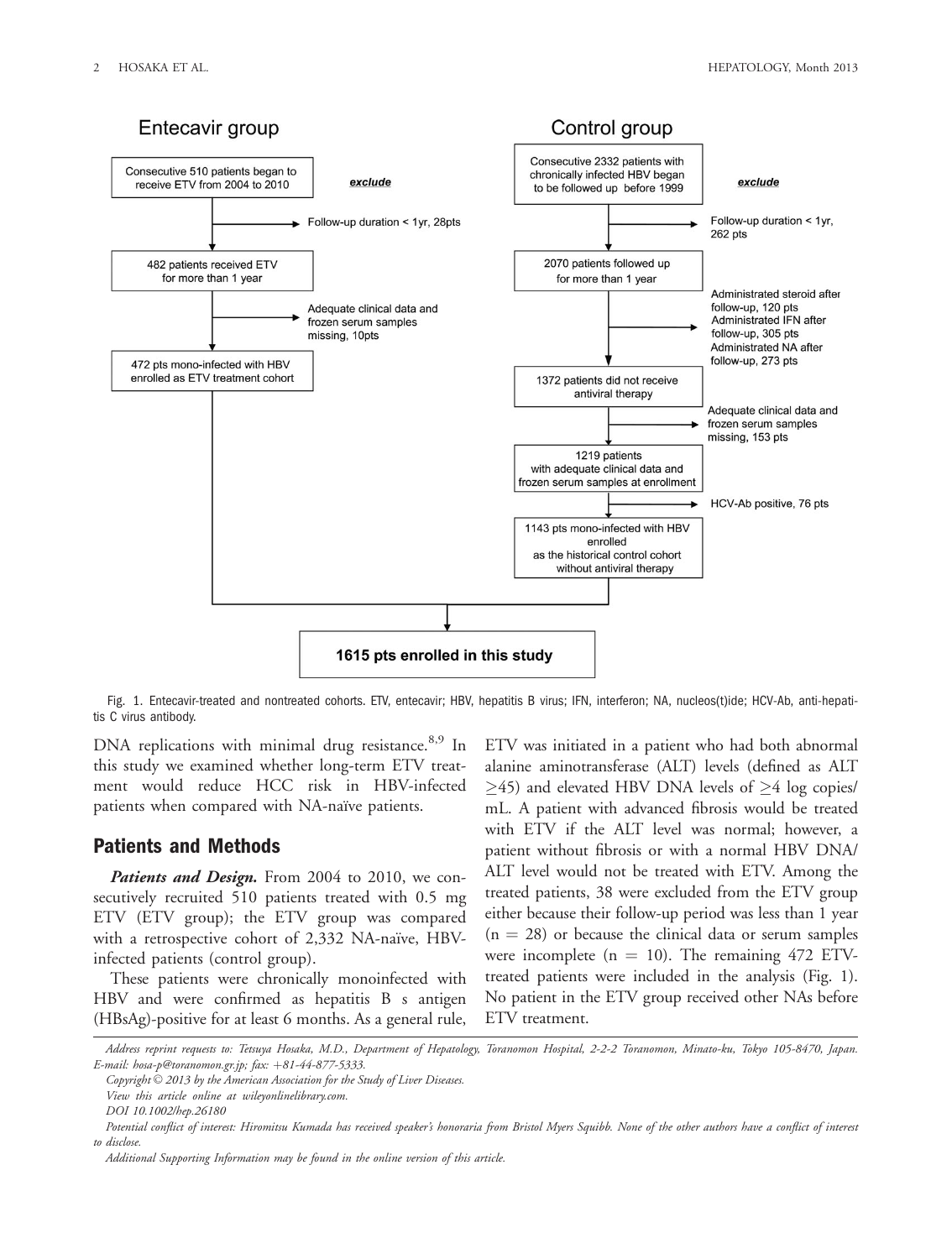Entecavir group

Consecutive 510 patients began to receive ETV from 2004 to 2010

*exclude*

Follow-up duration < 1yr, 28pts

482 patients received ETV for more than 1 year

Adequate clinical data and frozen serum samples missing, 10pts

472 pts mono-infected with HBV enrolled as ETV treatment cohort

Control group

Consecutive 2332 patients with chronically infected HBV began to be followed up before 1999

*exclude*

Follow-up duration < 1yr, 262 pts

2070 patients followed up for more than 1 year

Administrated steroid after follow-up, 120 pts
Administrated IFN after follow-up, 305 pts
Administrated NA after follow-up, 273 pts

1372 patients did not receive antiviral therapy

Adequate clinical data and frozen serum samples missing, 153 pts

1219 patients with adequate clinical data and frozen serum samples at enrollment

HCV-Ab positive, 76 pts

1143 pts mono-infected with HBV enrolled as the historical control cohort without antiviral therapy

**1615 pts enrolled in this study**

Fig. 1. Entecavir-treated and nontreated cohorts. ETV, entecavir; HBV, hepatitis B virus; IFN, interferon; NA, nucleos(t)ide; HCV-Ab, anti-hepatitis C virus antibody.

DNA replications with minimal drug resistance.[8,9] In this study we examined whether long-term ETV treatment would reduce HCC risk in HBV-infected patients when compared with NA-naïve patients.

## Patients and Methods

***Patients and Design.*** From 2004 to 2010, we consecutively recruited 510 patients treated with 0.5 mg ETV (ETV group); the ETV group was compared with a retrospective cohort of 2,332 NA-naïve, HBV-infected patients (control group).

These patients were chronically monoinfected with HBV and were confirmed as hepatitis B s antigen (HBsAg)-positive for at least 6 months. As a general rule, ETV was initiated in a patient who had both abnormal alanine aminotransferase (ALT) levels (defined as ALT $\geq$45) and elevated HBV DNA levels of $\geq$4 log copies/mL. A patient with advanced fibrosis would be treated with ETV if the ALT level was normal; however, a patient without fibrosis or with a normal HBV DNA/ALT level would not be treated with ETV. Among the treated patients, 38 were excluded from the ETV group either because their follow-up period was less than 1 year ($n = 28$) or because the clinical data or serum samples were incomplete ($n = 10$). The remaining 472 ETV-treated patients were included in the analysis (Fig. 1). No patient in the ETV group received other NAs before ETV treatment.

*Address reprint requests to: Tetsuya Hosaka, M.D., Department of Hepatology, Toranomon Hospital, 2-2-2 Toranomon, Minato-ku, Tokyo 105-8470, Japan. E-mail: hosa-p@toranomon.gr.jp; fax: +81-44-877-5333.*

*Copyright © 2013 by the American Association for the Study of Liver Diseases.*

*View this article online at wileyonlinelibrary.com.*

*DOI 10.1002/hep.26180*

*Potential conflict of interest: Hiromitsu Kumada has received speaker's honoraria from Bristol Myers Squibb. None of the other authors have a conflict of interest to disclose.*

*Additional Supporting Information may be found in the online version of this article.*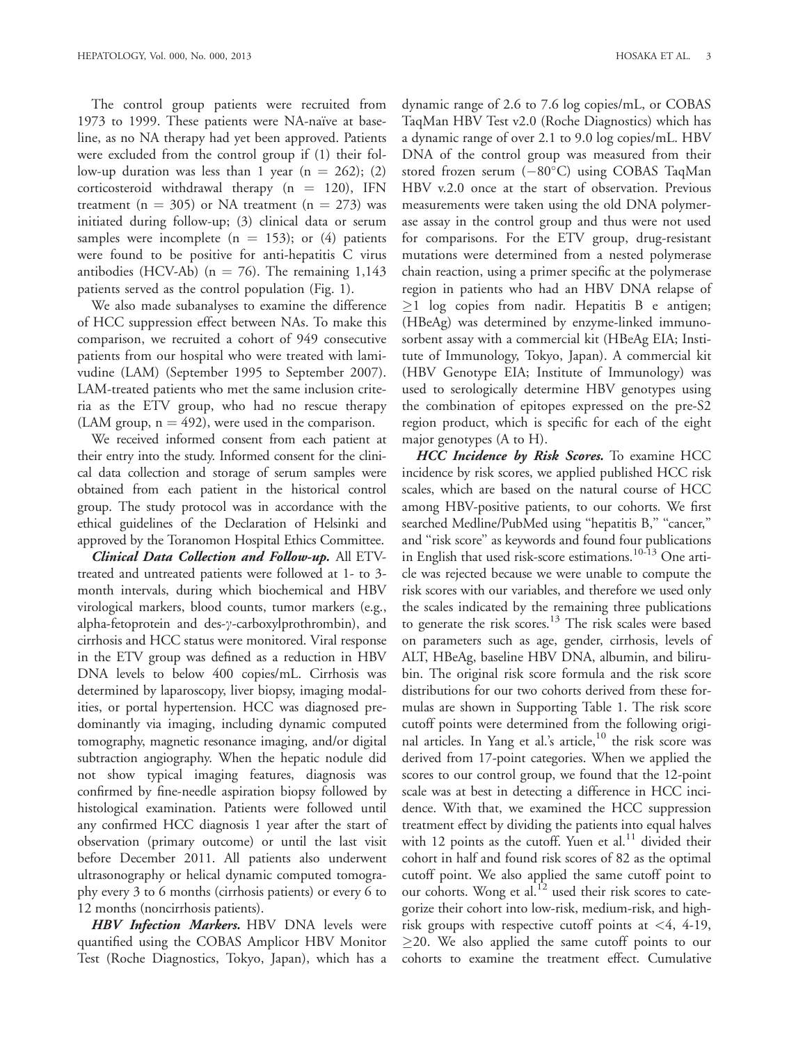The control group patients were recruited from 1973 to 1999. These patients were NA-naïve at baseline, as no NA therapy had yet been approved. Patients were excluded from the control group if (1) their follow-up duration was less than 1 year (n = 262); (2) corticosteroid withdrawal therapy (n = 120), IFN treatment (n = 305) or NA treatment (n = 273) was initiated during follow-up; (3) clinical data or serum samples were incomplete (n = 153); or (4) patients were found to be positive for anti-hepatitis C virus antibodies (HCV-Ab) (n = 76). The remaining 1,143 patients served as the control population (Fig. 1).

We also made subanalyses to examine the difference of HCC suppression effect between NAs. To make this comparison, we recruited a cohort of 949 consecutive patients from our hospital who were treated with lamivudine (LAM) (September 1995 to September 2007). LAM-treated patients who met the same inclusion criteria as the ETV group, who had no rescue therapy (LAM group, n = 492), were used in the comparison.

We received informed consent from each patient at their entry into the study. Informed consent for the clinical data collection and storage of serum samples were obtained from each patient in the historical control group. The study protocol was in accordance with the ethical guidelines of the Declaration of Helsinki and approved by the Toranomon Hospital Ethics Committee.

***Clinical Data Collection and Follow-up.*** All ETV-treated and untreated patients were followed at 1- to 3-month intervals, during which biochemical and HBV virological markers, blood counts, tumor markers (e.g., alpha-fetoprotein and des-$\gamma$-carboxylprothrombin), and cirrhosis and HCC status were monitored. Viral response in the ETV group was defined as a reduction in HBV DNA levels to below 400 copies/mL. Cirrhosis was determined by laparoscopy, liver biopsy, imaging modalities, or portal hypertension. HCC was diagnosed predominantly via imaging, including dynamic computed tomography, magnetic resonance imaging, and/or digital subtraction angiography. When the hepatic nodule did not show typical imaging features, diagnosis was confirmed by fine-needle aspiration biopsy followed by histological examination. Patients were followed until any confirmed HCC diagnosis 1 year after the start of observation (primary outcome) or until the last visit before December 2011. All patients also underwent ultrasonography or helical dynamic computed tomography every 3 to 6 months (cirrhosis patients) or every 6 to 12 months (noncirrhosis patients).

***HBV Infection Markers.*** HBV DNA levels were quantified using the COBAS Amplicor HBV Monitor Test (Roche Diagnostics, Tokyo, Japan), which has a dynamic range of 2.6 to 7.6 log copies/mL, or COBAS TaqMan HBV Test v2.0 (Roche Diagnostics) which has a dynamic range of over 2.1 to 9.0 log copies/mL. HBV DNA of the control group was measured from their stored frozen serum ($-80°$C) using COBAS TaqMan HBV v.2.0 once at the start of observation. Previous measurements were taken using the old DNA polymerase assay in the control group and thus were not used for comparisons. For the ETV group, drug-resistant mutations were determined from a nested polymerase chain reaction, using a primer specific at the polymerase region in patients who had an HBV DNA relapse of $\geq$1 log copies from nadir. Hepatitis B e antigen; (HBeAg) was determined by enzyme-linked immunosorbent assay with a commercial kit (HBeAg EIA; Institute of Immunology, Tokyo, Japan). A commercial kit (HBV Genotype EIA; Institute of Immunology) was used to serologically determine HBV genotypes using the combination of epitopes expressed on the pre-S2 region product, which is specific for each of the eight major genotypes (A to H).

***HCC Incidence by Risk Scores.*** To examine HCC incidence by risk scores, we applied published HCC risk scales, which are based on the natural course of HCC among HBV-positive patients, to our cohorts. We first searched Medline/PubMed using "hepatitis B," "cancer," and "risk score" as keywords and found four publications in English that used risk-score estimations.[10-13] One article was rejected because we were unable to compute the risk scores with our variables, and therefore we used only the scales indicated by the remaining three publications to generate the risk scores.[13] The risk scales were based on parameters such as age, gender, cirrhosis, levels of ALT, HBeAg, baseline HBV DNA, albumin, and bilirubin. The original risk score formula and the risk score distributions for our two cohorts derived from these formulas are shown in Supporting Table 1. The risk score cutoff points were determined from the following original articles. In Yang et al.'s article,[10] the risk score was derived from 17-point categories. When we applied the scores to our control group, we found that the 12-point scale was at best in detecting a difference in HCC incidence. With that, we examined the HCC suppression treatment effect by dividing the patients into equal halves with 12 points as the cutoff. Yuen et al.[11] divided their cohort in half and found risk scores of 82 as the optimal cutoff point. We also applied the same cutoff point to our cohorts. Wong et al.[12] used their risk scores to categorize their cohort into low-risk, medium-risk, and high-risk groups with respective cutoff points at $<$4, 4-19, $\geq$20. We also applied the same cutoff points to our cohorts to examine the treatment effect. Cumulative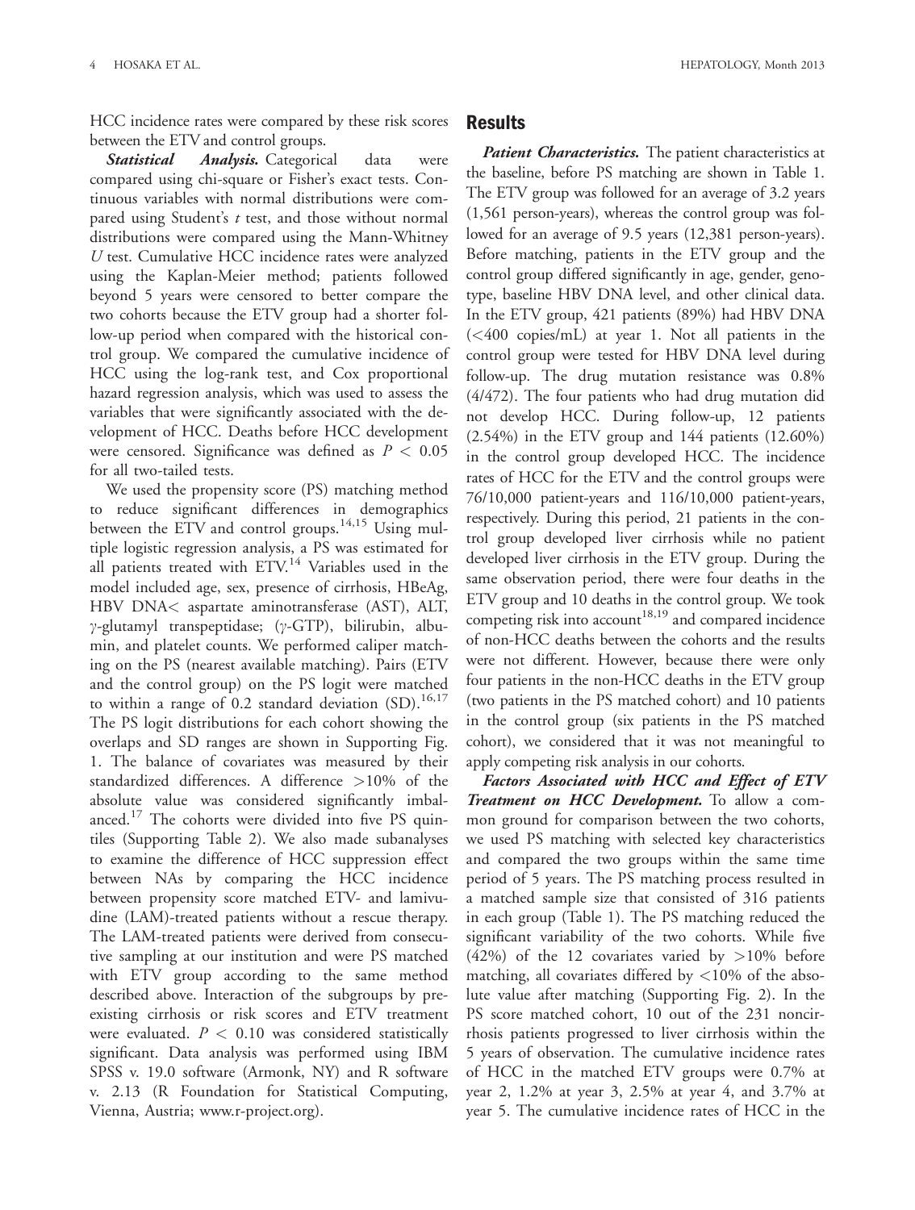HCC incidence rates were compared by these risk scores between the ETV and control groups.

***Statistical Analysis.*** Categorical data were compared using chi-square or Fisher's exact tests. Continuous variables with normal distributions were compared using Student's $t$ test, and those without normal distributions were compared using the Mann-Whitney $U$ test. Cumulative HCC incidence rates were analyzed using the Kaplan-Meier method; patients followed beyond 5 years were censored to better compare the two cohorts because the ETV group had a shorter follow-up period when compared with the historical control group. We compared the cumulative incidence of HCC using the log-rank test, and Cox proportional hazard regression analysis, which was used to assess the variables that were significantly associated with the development of HCC. Deaths before HCC development were censored. Significance was defined as $P < 0.05$ for all two-tailed tests.

We used the propensity score (PS) matching method to reduce significant differences in demographics between the ETV and control groups.[14,15] Using multiple logistic regression analysis, a PS was estimated for all patients treated with ETV.[14] Variables used in the model included age, sex, presence of cirrhosis, HBeAg, HBV DNA< aspartate aminotransferase (AST), ALT, $\gamma$-glutamyl transpeptidase; ($\gamma$-GTP), bilirubin, albumin, and platelet counts. We performed caliper matching on the PS (nearest available matching). Pairs (ETV and the control group) on the PS logit were matched to within a range of 0.2 standard deviation (SD).[16,17] The PS logit distributions for each cohort showing the overlaps and SD ranges are shown in Supporting Fig. 1. The balance of covariates was measured by their standardized differences. A difference >10% of the absolute value was considered significantly imbalanced.[17] The cohorts were divided into five PS quintiles (Supporting Table 2). We also made subanalyses to examine the difference of HCC suppression effect between NAs by comparing the HCC incidence between propensity score matched ETV- and lamivudine (LAM)-treated patients without a rescue therapy. The LAM-treated patients were derived from consecutive sampling at our institution and were PS matched with ETV group according to the same method described above. Interaction of the subgroups by preexisting cirrhosis or risk scores and ETV treatment were evaluated. $P < 0.10$ was considered statistically significant. Data analysis was performed using IBM SPSS v. 19.0 software (Armonk, NY) and R software v. 2.13 (R Foundation for Statistical Computing, Vienna, Austria; www.r-project.org).

## Results

***Patient Characteristics.*** The patient characteristics at the baseline, before PS matching are shown in Table 1. The ETV group was followed for an average of 3.2 years (1,561 person-years), whereas the control group was followed for an average of 9.5 years (12,381 person-years). Before matching, patients in the ETV group and the control group differed significantly in age, gender, genotype, baseline HBV DNA level, and other clinical data. In the ETV group, 421 patients (89%) had HBV DNA (<400 copies/mL) at year 1. Not all patients in the control group were tested for HBV DNA level during follow-up. The drug mutation resistance was 0.8% (4/472). The four patients who had drug mutation did not develop HCC. During follow-up, 12 patients (2.54%) in the ETV group and 144 patients (12.60%) in the control group developed HCC. The incidence rates of HCC for the ETV and the control groups were 76/10,000 patient-years and 116/10,000 patient-years, respectively. During this period, 21 patients in the control group developed liver cirrhosis while no patient developed liver cirrhosis in the ETV group. During the same observation period, there were four deaths in the ETV group and 10 deaths in the control group. We took competing risk into account[18,19] and compared incidence of non-HCC deaths between the cohorts and the results were not different. However, because there were only four patients in the non-HCC deaths in the ETV group (two patients in the PS matched cohort) and 10 patients in the control group (six patients in the PS matched cohort), we considered that it was not meaningful to apply competing risk analysis in our cohorts.

***Factors Associated with HCC and Effect of ETV Treatment on HCC Development.*** To allow a common ground for comparison between the two cohorts, we used PS matching with selected key characteristics and compared the two groups within the same time period of 5 years. The PS matching process resulted in a matched sample size that consisted of 316 patients in each group (Table 1). The PS matching reduced the significant variability of the two cohorts. While five (42%) of the 12 covariates varied by >10% before matching, all covariates differed by <10% of the absolute value after matching (Supporting Fig. 2). In the PS score matched cohort, 10 out of the 231 noncirrhosis patients progressed to liver cirrhosis within the 5 years of observation. The cumulative incidence rates of HCC in the matched ETV groups were 0.7% at year 2, 1.2% at year 3, 2.5% at year 4, and 3.7% at year 5. The cumulative incidence rates of HCC in the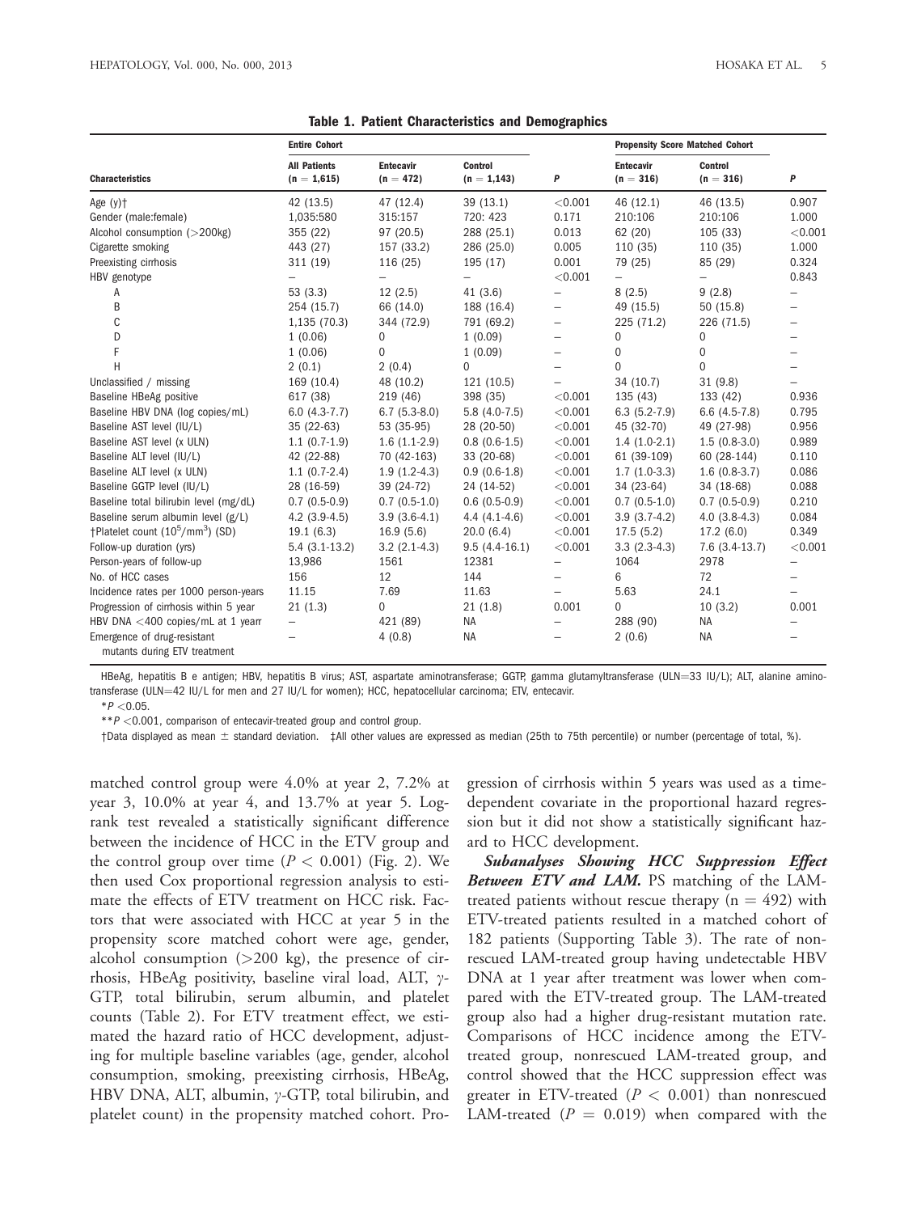**Table 1. Patient Characteristics and Demographics**

| Characteristics | Entire Cohort | | | | Propensity Score Matched Cohort | | |
|---|---|---|---|---|---|---|---|
| | All Patients (n = 1,615) | Entecavir (n = 472) | Control (n = 1,143) | P | Entecavir (n = 316) | Control (n = 316) | P |
| Age (y)† | 42 (13.5) | 47 (12.4) | 39 (13.1) | <0.001 | 46 (12.1) | 46 (13.5) | 0.907 |
| Gender (male:female) | 1,035:580 | 315:157 | 720: 423 | 0.171 | 210:106 | 210:106 | 1.000 |
| Alcohol consumption (>200kg) | 355 (22) | 97 (20.5) | 288 (25.1) | 0.013 | 62 (20) | 105 (33) | <0.001 |
| Cigarette smoking | 443 (27) | 157 (33.2) | 286 (25.0) | 0.005 | 110 (35) | 110 (35) | 1.000 |
| Preexisting cirrhosis | 311 (19) | 116 (25) | 195 (17) | 0.001 | 79 (25) | 85 (29) | 0.324 |
| HBV genotype | – | – | – | <0.001 | – | – | 0.843 |
| A | 53 (3.3) | 12 (2.5) | 41 (3.6) | – | 8 (2.5) | 9 (2.8) | – |
| B | 254 (15.7) | 66 (14.0) | 188 (16.4) | – | 49 (15.5) | 50 (15.8) | – |
| C | 1,135 (70.3) | 344 (72.9) | 791 (69.2) | – | 225 (71.2) | 226 (71.5) | – |
| D | 1 (0.06) | 0 | 1 (0.09) | – | 0 | 0 | – |
| F | 1 (0.06) | 0 | 1 (0.09) | – | 0 | 0 | – |
| H | 2 (0.1) | 2 (0.4) | 0 | – | 0 | 0 | – |
| Unclassified / missing | 169 (10.4) | 48 (10.2) | 121 (10.5) | – | 34 (10.7) | 31 (9.8) | – |
| Baseline HBeAg positive | 617 (38) | 219 (46) | 398 (35) | <0.001 | 135 (43) | 133 (42) | 0.936 |
| Baseline HBV DNA (log copies/mL) | 6.0 (4.3-7.7) | 6.7 (5.3-8.0) | 5.8 (4.0-7.5) | <0.001 | 6.3 (5.2-7.9) | 6.6 (4.5-7.8) | 0.795 |
| Baseline AST level (IU/L) | 35 (22-63) | 53 (35-95) | 28 (20-50) | <0.001 | 45 (32-70) | 49 (27-98) | 0.956 |
| Baseline AST level (x ULN) | 1.1 (0.7-1.9) | 1.6 (1.1-2.9) | 0.8 (0.6-1.5) | <0.001 | 1.4 (1.0-2.1) | 1.5 (0.8-3.0) | 0.989 |
| Baseline ALT level (IU/L) | 42 (22-88) | 70 (42-163) | 33 (20-68) | <0.001 | 61 (39-109) | 60 (28-144) | 0.110 |
| Baseline ALT level (x ULN) | 1.1 (0.7-2.4) | 1.9 (1.2-4.3) | 0.9 (0.6-1.8) | <0.001 | 1.7 (1.0-3.3) | 1.6 (0.8-3.7) | 0.086 |
| Baseline GGTP level (IU/L) | 28 (16-59) | 39 (24-72) | 24 (14-52) | <0.001 | 34 (23-64) | 34 (18-68) | 0.088 |
| Baseline total bilirubin level (mg/dL) | 0.7 (0.5-0.9) | 0.7 (0.5-1.0) | 0.6 (0.5-0.9) | <0.001 | 0.7 (0.5-1.0) | 0.7 (0.5-0.9) | 0.210 |
| Baseline serum albumin level (g/L) | 4.2 (3.9-4.5) | 3.9 (3.6-4.1) | 4.4 (4.1-4.6) | <0.001 | 3.9 (3.7-4.2) | 4.0 (3.8-4.3) | 0.084 |
| †Platelet count ($10^5$/mm$^3$) (SD) | 19.1 (6.3) | 16.9 (5.6) | 20.0 (6.4) | <0.001 | 17.5 (5.2) | 17.2 (6.0) | 0.349 |
| Follow-up duration (yrs) | 5.4 (3.1-13.2) | 3.2 (2.1-4.3) | 9.5 (4.4-16.1) | <0.001 | 3.3 (2.3-4.3) | 7.6 (3.4-13.7) | <0.001 |
| Person-years of follow-up | 13,986 | 1561 | 12381 | – | 1064 | 2978 | – |
| No. of HCC cases | 156 | 12 | 144 | – | 6 | 72 | – |
| Incidence rates per 1000 person-years | 11.15 | 7.69 | 11.63 | – | 5.63 | 24.1 | – |
| Progression of cirrhosis within 5 year | 21 (1.3) | 0 | 21 (1.8) | 0.001 | 0 | 10 (3.2) | 0.001 |
| HBV DNA <400 copies/mL at 1 year | – | 421 (89) | NA | – | 288 (90) | NA | – |
| Emergence of drug-resistant mutants during ETV treatment | – | 4 (0.8) | NA | – | 2 (0.6) | NA | – |

HBeAg, hepatitis B e antigen; HBV, hepatitis B virus; AST, aspartate aminotransferase; GGTP, gamma glutamyltransferase (ULN=33 IU/L); ALT, alanine aminotransferase (ULN=42 IU/L for men and 27 IU/L for women); HCC, hepatocellular carcinoma; ETV, entecavir.

*$P$ <0.05.

**$P$ <0.001, comparison of entecavir-treated group and control group.

†Data displayed as mean ± standard deviation. ‡All other values are expressed as median (25th to 75th percentile) or number (percentage of total, %).

matched control group were 4.0% at year 2, 7.2% at year 3, 10.0% at year 4, and 13.7% at year 5. Log-rank test revealed a statistically significant difference between the incidence of HCC in the ETV group and the control group over time ($P < 0.001$) (Fig. 2). We then used Cox proportional regression analysis to estimate the effects of ETV treatment on HCC risk. Factors that were associated with HCC at year 5 in the propensity score matched cohort were age, gender, alcohol consumption (>200 kg), the presence of cirrhosis, HBeAg positivity, baseline viral load, ALT, $\gamma$-GTP, total bilirubin, serum albumin, and platelet counts (Table 2). For ETV treatment effect, we estimated the hazard ratio of HCC development, adjusting for multiple baseline variables (age, gender, alcohol consumption, smoking, preexisting cirrhosis, HBeAg, HBV DNA, ALT, albumin, $\gamma$-GTP, total bilirubin, and platelet count) in the propensity matched cohort. Progression of cirrhosis within 5 years was used as a time-dependent covariate in the proportional hazard regression but it did not show a statistically significant hazard to HCC development.

***Subanalyses Showing HCC Suppression Effect Between ETV and LAM.*** PS matching of the LAM-treated patients without rescue therapy (n = 492) with ETV-treated patients resulted in a matched cohort of 182 patients (Supporting Table 3). The rate of nonrescued LAM-treated group having undetectable HBV DNA at 1 year after treatment was lower when compared with the ETV-treated group. The LAM-treated group also had a higher drug-resistant mutation rate. Comparisons of HCC incidence among the ETV-treated group, nonrescued LAM-treated group, and control showed that the HCC suppression effect was greater in ETV-treated ($P < 0.001$) than nonrescued LAM-treated ($P = 0.019$) when compared with the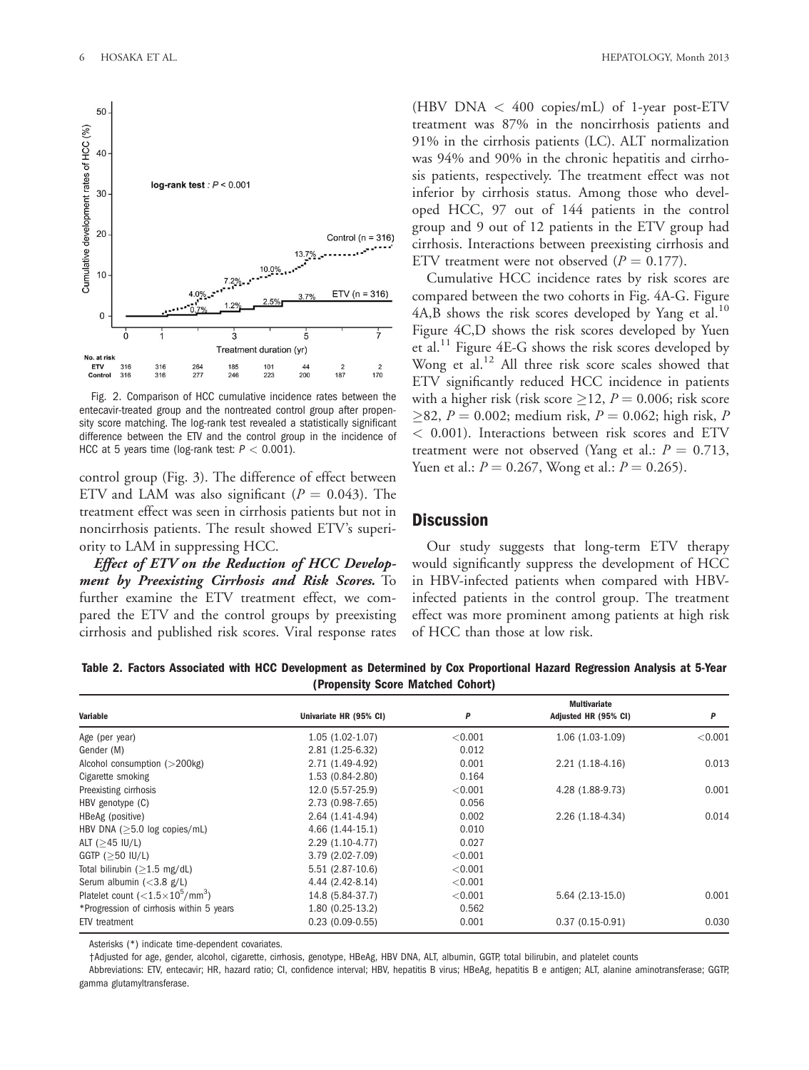Fig. 2. Comparison of HCC cumulative incidence rates between the entecavir-treated group and the nontreated control group after propensity score matching. The log-rank test revealed a statistically significant difference between the ETV and the control group in the incidence of HCC at 5 years time (log-rank test: $P < 0.001$).

control group (Fig. 3). The difference of effect between ETV and LAM was also significant ($P = 0.043$). The treatment effect was seen in cirrhosis patients but not in noncirrhosis patients. The result showed ETV's superiority to LAM in suppressing HCC.

***Effect of ETV on the Reduction of HCC Development by Preexisting Cirrhosis and Risk Scores.*** To further examine the ETV treatment effect, we compared the ETV and the control groups by preexisting cirrhosis and published risk scores. Viral response rates (HBV DNA < 400 copies/mL) of 1-year post-ETV treatment was 87% in the noncirrhosis patients and 91% in the cirrhosis patients (LC). ALT normalization was 94% and 90% in the chronic hepatitis and cirrhosis patients, respectively. The treatment effect was not inferior by cirrhosis status. Among those who developed HCC, 97 out of 144 patients in the control group and 9 out of 12 patients in the ETV group had cirrhosis. Interactions between preexisting cirrhosis and ETV treatment were not observed ($P = 0.177$).

Cumulative HCC incidence rates by risk scores are compared between the two cohorts in Fig. 4A-G. Figure 4A,B shows the risk scores developed by Yang et al.[10] Figure 4C,D shows the risk scores developed by Yuen et al.[11] Figure 4E-G shows the risk scores developed by Wong et al.[12] All three risk score scales showed that ETV significantly reduced HCC incidence in patients with a higher risk (risk score $\geq$12, $P = 0.006$; risk score $\geq$82, $P = 0.002$; medium risk, $P = 0.062$; high risk, $P < 0.001$). Interactions between risk scores and ETV treatment were not observed (Yang et al.: $P = 0.713$, Yuen et al.: $P = 0.267$, Wong et al.: $P = 0.265$).

## Discussion

Our study suggests that long-term ETV therapy would significantly suppress the development of HCC in HBV-infected patients when compared with HBV-infected patients in the control group. The treatment effect was more prominent among patients at high risk of HCC than those at low risk.

**Table 2. Factors Associated with HCC Development as Determined by Cox Proportional Hazard Regression Analysis at 5-Year (Propensity Score Matched Cohort)**

| Variable | Univariate HR (95% CI) | P | Multivariate Adjusted HR (95% CI) | P |
|---|---|---|---|---|
| Age (per year) | 1.05 (1.02-1.07) | <0.001 | 1.06 (1.03-1.09) | <0.001 |
| Gender (M) | 2.81 (1.25-6.32) | 0.012 | | |
| Alcohol consumption (>200kg) | 2.71 (1.49-4.92) | 0.001 | 2.21 (1.18-4.16) | 0.013 |
| Cigarette smoking | 1.53 (0.84-2.80) | 0.164 | | |
| Preexisting cirrhosis | 12.0 (5.57-25.9) | <0.001 | 4.28 (1.88-9.73) | 0.001 |
| HBV genotype (C) | 2.73 (0.98-7.65) | 0.056 | | |
| HBeAg (positive) | 2.64 (1.41-4.94) | 0.002 | 2.26 (1.18-4.34) | 0.014 |
| HBV DNA ($\geq$5.0 log copies/mL) | 4.66 (1.44-15.1) | 0.010 | | |
| ALT ($\geq$45 IU/L) | 2.29 (1.10-4.77) | 0.027 | | |
| GGTP ($\geq$50 IU/L) | 3.79 (2.02-7.09) | <0.001 | | |
| Total bilirubin ($\geq$1.5 mg/dL) | 5.51 (2.87-10.6) | <0.001 | | |
| Serum albumin (<3.8 g/L) | 4.44 (2.42-8.14) | <0.001 | | |
| Platelet count ($<1.5\times10^5$/mm$^3$) | 14.8 (5.84-37.7) | <0.001 | 5.64 (2.13-15.0) | 0.001 |
| *Progression of cirrhosis within 5 years | 1.80 (0.25-13.2) | 0.562 | | |
| ETV treatment | 0.23 (0.09-0.55) | 0.001 | 0.37 (0.15-0.91) | 0.030 |

Asterisks (*) indicate time-dependent covariates.

†Adjusted for age, gender, alcohol, cigarette, cirrhosis, genotype, HBeAg, HBV DNA, ALT, albumin, GGTP, total bilirubin, and platelet counts

Abbreviations: ETV, entecavir; HR, hazard ratio; CI, confidence interval; HBV, hepatitis B virus; HBeAg, hepatitis B e antigen; ALT, alanine aminotransferase; GGTP, gamma glutamyltransferase.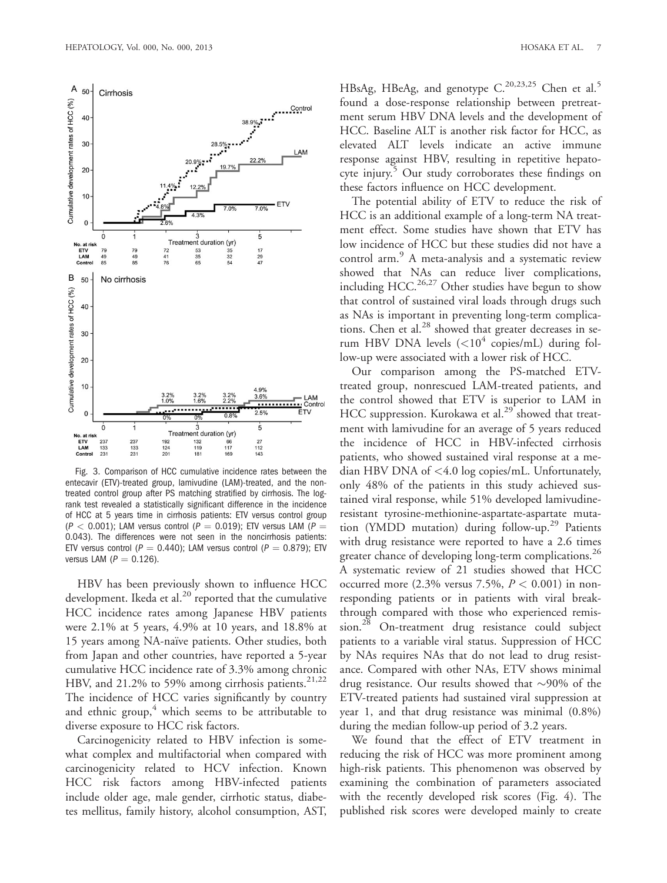Fig. 3. Comparison of HCC cumulative incidence rates between the entecavir (ETV)-treated group, lamivudine (LAM)-treated, and the nontreated control group after PS matching stratified by cirrhosis. The log-rank test revealed a statistically significant difference in the incidence of HCC at 5 years time in cirrhosis patients: ETV versus control group ($P < 0.001$); LAM versus control ($P = 0.019$); ETV versus LAM ($P = 0.043$). The differences were not seen in the noncirrhosis patients: ETV versus control ($P = 0.440$); LAM versus control ($P = 0.879$); ETV versus LAM ($P = 0.126$).

HBV has been previously shown to influence HCC development. Ikeda et al.[20] reported that the cumulative HCC incidence rates among Japanese HBV patients were 2.1% at 5 years, 4.9% at 10 years, and 18.8% at 15 years among NA-naïve patients. Other studies, both from Japan and other countries, have reported a 5-year cumulative HCC incidence rate of 3.3% among chronic HBV, and 21.2% to 59% among cirrhosis patients.[21,22] The incidence of HCC varies significantly by country and ethnic group,[4] which seems to be attributable to diverse exposure to HCC risk factors.

Carcinogenicity related to HBV infection is somewhat complex and multifactorial when compared with carcinogenicity related to HCV infection. Known HCC risk factors among HBV-infected patients include older age, male gender, cirrhotic status, diabetes mellitus, family history, alcohol consumption, AST, HBsAg, HBeAg, and genotype C.[20,23,25] Chen et al.[5] found a dose-response relationship between pretreatment serum HBV DNA levels and the development of HCC. Baseline ALT is another risk factor for HCC, as elevated ALT levels indicate an active immune response against HBV, resulting in repetitive hepatocyte injury.[5] Our study corroborates these findings on these factors influence on HCC development.

The potential ability of ETV to reduce the risk of HCC is an additional example of a long-term NA treatment effect. Some studies have shown that ETV has low incidence of HCC but these studies did not have a control arm.[9] A meta-analysis and a systematic review showed that NAs can reduce liver complications, including HCC.[26,27] Other studies have begun to show that control of sustained viral loads through drugs such as NAs is important in preventing long-term complications. Chen et al.[28] showed that greater decreases in serum HBV DNA levels ($<10^4$ copies/mL) during follow-up were associated with a lower risk of HCC.

Our comparison among the PS-matched ETV-treated group, nonrescued LAM-treated patients, and the control showed that ETV is superior to LAM in HCC suppression. Kurokawa et al.[29] showed that treatment with lamivudine for an average of 5 years reduced the incidence of HCC in HBV-infected cirrhosis patients, who showed sustained viral response at a median HBV DNA of <4.0 log copies/mL. Unfortunately, only 48% of the patients in this study achieved sustained viral response, while 51% developed lamivudine-resistant tyrosine-methionine-aspartate-aspartate mutation (YMDD mutation) during follow-up.[29] Patients with drug resistance were reported to have a 2.6 times greater chance of developing long-term complications.[26] A systematic review of 21 studies showed that HCC occurred more (2.3% versus 7.5%, $P < 0.001$) in nonresponding patients or in patients with viral breakthrough compared with those who experienced remission.[28] On-treatment drug resistance could subject patients to a variable viral status. Suppression of HCC by NAs requires NAs that do not lead to drug resistance. Compared with other NAs, ETV shows minimal drug resistance. Our results showed that ~90% of the ETV-treated patients had sustained viral suppression at year 1, and that drug resistance was minimal (0.8%) during the median follow-up period of 3.2 years.

We found that the effect of ETV treatment in reducing the risk of HCC was more prominent among high-risk patients. This phenomenon was observed by examining the combination of parameters associated with the recently developed risk scores (Fig. 4). The published risk scores were developed mainly to create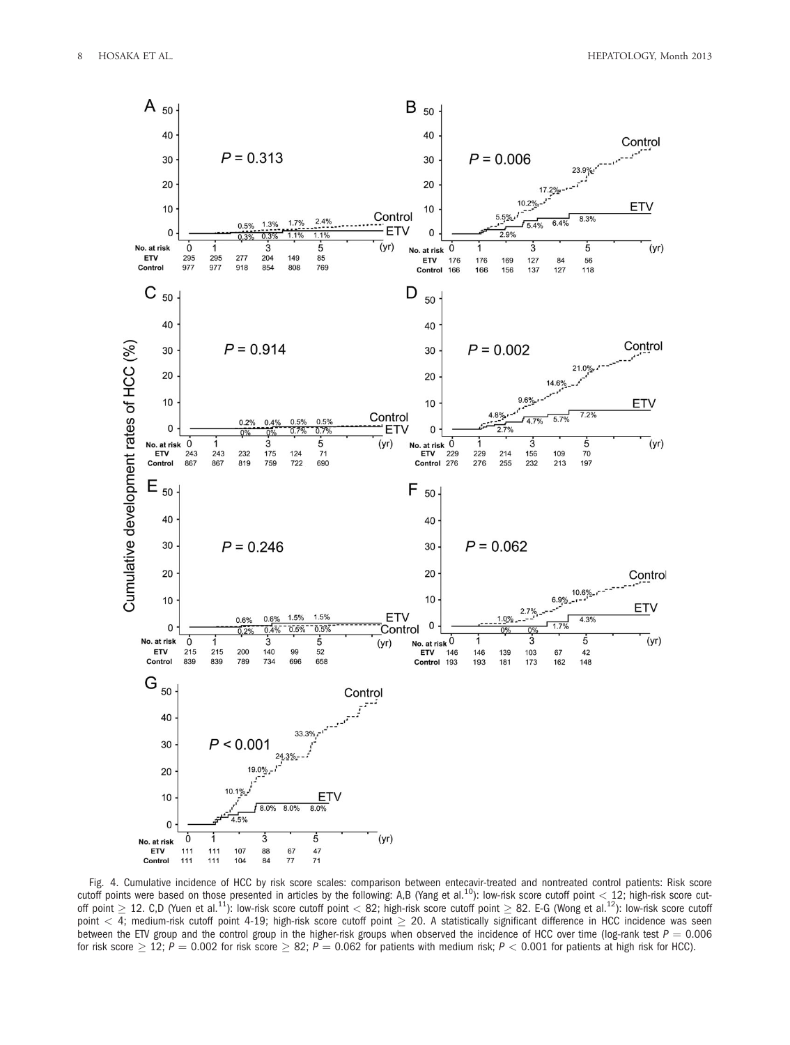Fig. 4. Cumulative incidence of HCC by risk score scales: comparison between entecavir-treated and nontreated control patients: Risk score cutoff points were based on those presented in articles by the following: A,B (Yang et al.[10]): low-risk score cutoff point < 12; high-risk score cutoff point ≥ 12. C,D (Yuen et al.[11]): low-risk score cutoff point < 82; high-risk score cutoff point ≥ 82. E-G (Wong et al.[12]): low-risk score cutoff point < 4; medium-risk cutoff point 4-19; high-risk score cutoff point ≥ 20. A statistically significant difference in HCC incidence was seen between the ETV group and the control group in the higher-risk groups when observed the incidence of HCC over time (log-rank test $P = 0.006$ for risk score ≥ 12; $P = 0.002$ for risk score ≥ 82; $P = 0.062$ for patients with medium risk; $P < 0.001$ for patients at high risk for HCC).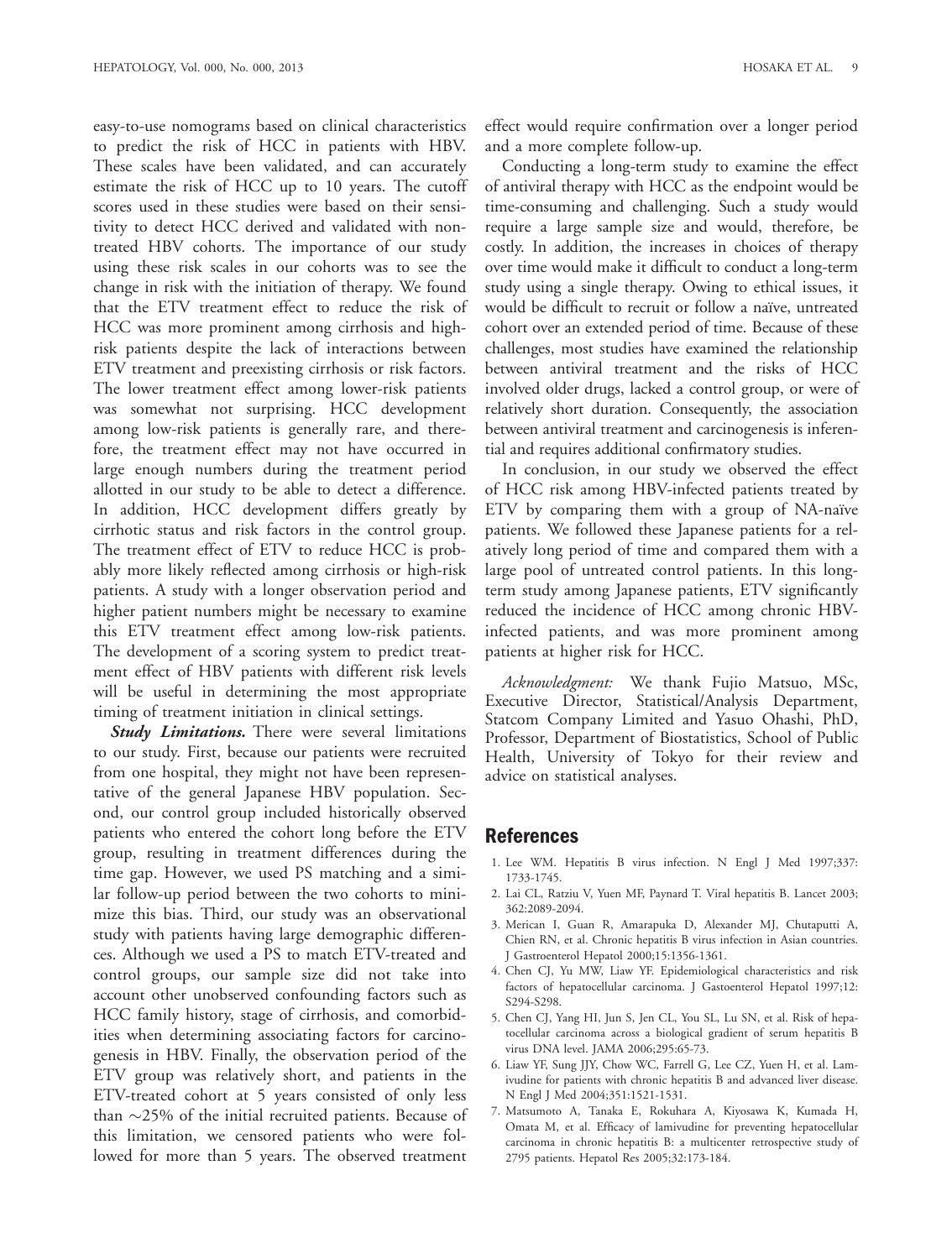easy-to-use nomograms based on clinical characteristics to predict the risk of HCC in patients with HBV. These scales have been validated, and can accurately estimate the risk of HCC up to 10 years. The cutoff scores used in these studies were based on their sensitivity to detect HCC derived and validated with non-treated HBV cohorts. The importance of our study using these risk scales in our cohorts was to see the change in risk with the initiation of therapy. We found that the ETV treatment effect to reduce the risk of HCC was more prominent among cirrhosis and high-risk patients despite the lack of interactions between ETV treatment and preexisting cirrhosis or risk factors. The lower treatment effect among lower-risk patients was somewhat not surprising. HCC development among low-risk patients is generally rare, and therefore, the treatment effect may not have occurred in large enough numbers during the treatment period allotted in our study to be able to detect a difference. In addition, HCC development differs greatly by cirrhotic status and risk factors in the control group. The treatment effect of ETV to reduce HCC is probably more likely reflected among cirrhosis or high-risk patients. A study with a longer observation period and higher patient numbers might be necessary to examine this ETV treatment effect among low-risk patients. The development of a scoring system to predict treatment effect of HBV patients with different risk levels will be useful in determining the most appropriate timing of treatment initiation in clinical settings.

***Study Limitations.*** There were several limitations to our study. First, because our patients were recruited from one hospital, they might not have been representative of the general Japanese HBV population. Second, our control group included historically observed patients who entered the cohort long before the ETV group, resulting in treatment differences during the time gap. However, we used PS matching and a similar follow-up period between the two cohorts to minimize this bias. Third, our study was an observational study with patients having large demographic differences. Although we used a PS to match ETV-treated and control groups, our sample size did not take into account other unobserved confounding factors such as HCC family history, stage of cirrhosis, and comorbidities when determining associating factors for carcinogenesis in HBV. Finally, the observation period of the ETV group was relatively short, and patients in the ETV-treated cohort at 5 years consisted of only less than ~25% of the initial recruited patients. Because of this limitation, we censored patients who were followed for more than 5 years. The observed treatment effect would require confirmation over a longer period and a more complete follow-up.

Conducting a long-term study to examine the effect of antiviral therapy with HCC as the endpoint would be time-consuming and challenging. Such a study would require a large sample size and would, therefore, be costly. In addition, the increases in choices of therapy over time would make it difficult to conduct a long-term study using a single therapy. Owing to ethical issues, it would be difficult to recruit or follow a naïve, untreated cohort over an extended period of time. Because of these challenges, most studies have examined the relationship between antiviral treatment and the risks of HCC involved older drugs, lacked a control group, or were of relatively short duration. Consequently, the association between antiviral treatment and carcinogenesis is inferential and requires additional confirmatory studies.

In conclusion, in our study we observed the effect of HCC risk among HBV-infected patients treated by ETV by comparing them with a group of NA-naïve patients. We followed these Japanese patients for a relatively long period of time and compared them with a large pool of untreated control patients. In this long-term study among Japanese patients, ETV significantly reduced the incidence of HCC among chronic HBV-infected patients, and was more prominent among patients at higher risk for HCC.

*Acknowledgment:* We thank Fujio Matsuo, MSc, Executive Director, Statistical/Analysis Department, Statcom Company Limited and Yasuo Ohashi, PhD, Professor, Department of Biostatistics, School of Public Health, University of Tokyo for their review and advice on statistical analyses.

## References

1. Lee WM. Hepatitis B virus infection. N Engl J Med 1997;337: 1733-1745.
2. Lai CL, Ratziu V, Yuen MF, Paynard T. Viral hepatitis B. Lancet 2003; 362:2089-2094.
3. Merican I, Guan R, Amarapuka D, Alexander MJ, Chutaputti A, Chien RN, et al. Chronic hepatitis B virus infection in Asian countries. J Gastroenterol Hepatol 2000;15:1356-1361.
4. Chen CJ, Yu MW, Liaw YF. Epidemiological characteristics and risk factors of hepatocellular carcinoma. J Gastoenterol Hepatol 1997;12: S294-S298.
5. Chen CJ, Yang HI, Jun S, Jen CL, You SL, Lu SN, et al. Risk of hepatocellular carcinoma across a biological gradient of serum hepatitis B virus DNA level. JAMA 2006;295:65-73.
6. Liaw YF, Sung JJY, Chow WC, Farrell G, Lee CZ, Yuen H, et al. Lamivudine for patients with chronic hepatitis B and advanced liver disease. N Engl J Med 2004;351:1521-1531.
7. Matsumoto A, Tanaka E, Rokuhara A, Kiyosawa K, Kumada H, Omata M, et al. Efficacy of lamivudine for preventing hepatocellular carcinoma in chronic hepatitis B: a multicenter retrospective study of 2795 patients. Hepatol Res 2005;32:173-184.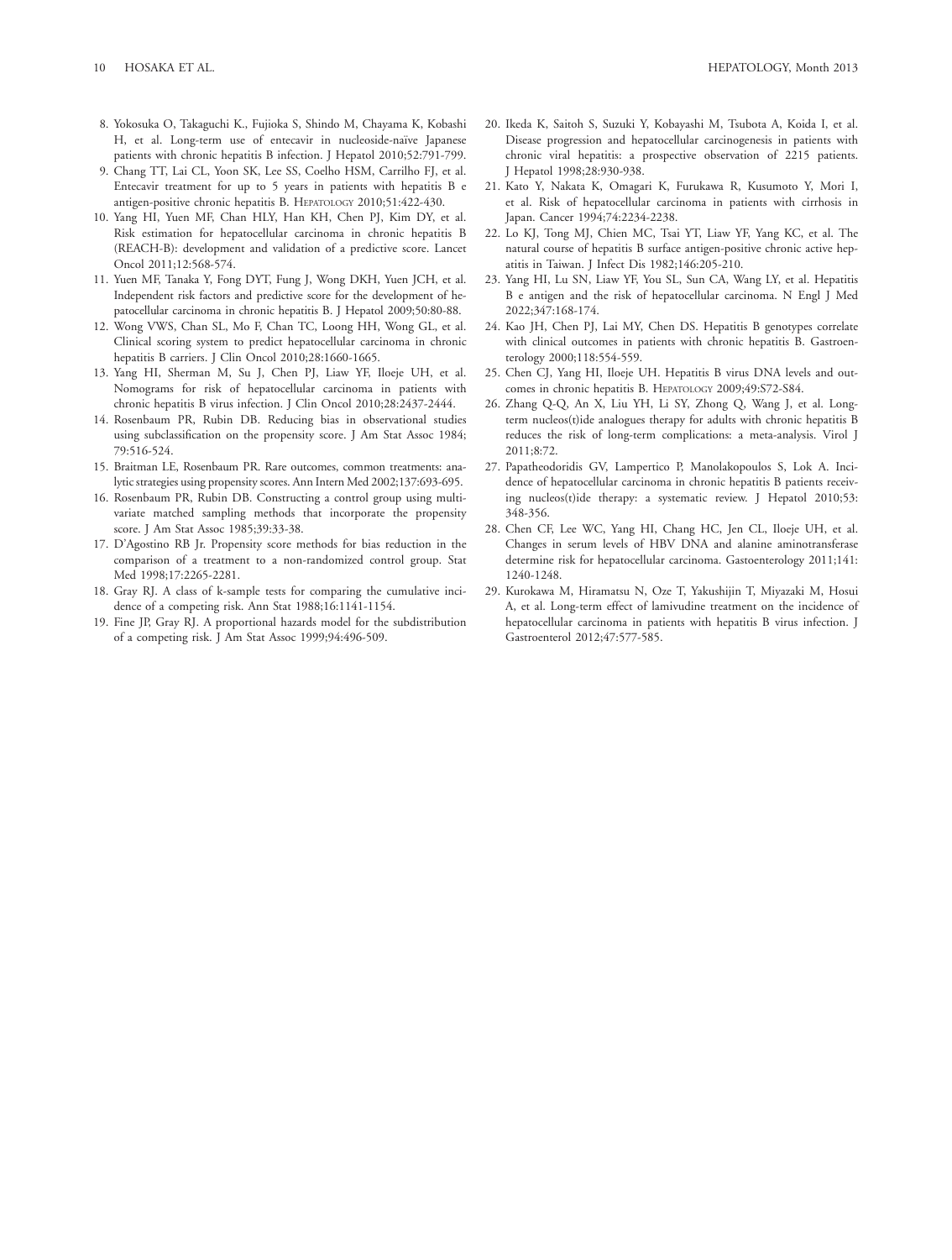8. Yokosuka O, Takaguchi K., Fujioka S, Shindo M, Chayama K, Kobashi H, et al. Long-term use of entecavir in nucleoside-naïve Japanese patients with chronic hepatitis B infection. J Hepatol 2010;52:791-799.
9. Chang TT, Lai CL, Yoon SK, Lee SS, Coelho HSM, Carrilho FJ, et al. Entecavir treatment for up to 5 years in patients with hepatitis B e antigen-positive chronic hepatitis B. HEPATOLOGY 2010;51:422-430.
10. Yang HI, Yuen MF, Chan HLY, Han KH, Chen PJ, Kim DY, et al. Risk estimation for hepatocellular carcinoma in chronic hepatitis B (REACH-B): development and validation of a predictive score. Lancet Oncol 2011;12:568-574.
11. Yuen MF, Tanaka Y, Fong DYT, Fung J, Wong DKH, Yuen JCH, et al. Independent risk factors and predictive score for the development of hepatocellular carcinoma in chronic hepatitis B. J Hepatol 2009;50:80-88.
12. Wong VWS, Chan SL, Mo F, Chan TC, Loong HH, Wong GL, et al. Clinical scoring system to predict hepatocellular carcinoma in chronic hepatitis B carriers. J Clin Oncol 2010;28:1660-1665.
13. Yang HI, Sherman M, Su J, Chen PJ, Liaw YF, Iloeje UH, et al. Nomograms for risk of hepatocellular carcinoma in patients with chronic hepatitis B virus infection. J Clin Oncol 2010;28:2437-2444.
14. Rosenbaum PR, Rubin DB. Reducing bias in observational studies using subclassification on the propensity score. J Am Stat Assoc 1984; 79:516-524.
15. Braitman LE, Rosenbaum PR. Rare outcomes, common treatments: analytic strategies using propensity scores. Ann Intern Med 2002;137:693-695.
16. Rosenbaum PR, Rubin DB. Constructing a control group using multivariate matched sampling methods that incorporate the propensity score. J Am Stat Assoc 1985;39:33-38.
17. D'Agostino RB Jr. Propensity score methods for bias reduction in the comparison of a treatment to a non-randomized control group. Stat Med 1998;17:2265-2281.
18. Gray RJ. A class of k-sample tests for comparing the cumulative incidence of a competing risk. Ann Stat 1988;16:1141-1154.
19. Fine JP, Gray RJ. A proportional hazards model for the subdistribution of a competing risk. J Am Stat Assoc 1999;94:496-509.
20. Ikeda K, Saitoh S, Suzuki Y, Kobayashi M, Tsubota A, Koida I, et al. Disease progression and hepatocellular carcinogenesis in patients with chronic viral hepatitis: a prospective observation of 2215 patients. J Hepatol 1998;28:930-938.
21. Kato Y, Nakata K, Omagari K, Furukawa R, Kusumoto Y, Mori I, et al. Risk of hepatocellular carcinoma in patients with cirrhosis in Japan. Cancer 1994;74:2234-2238.
22. Lo KJ, Tong MJ, Chien MC, Tsai YT, Liaw YF, Yang KC, et al. The natural course of hepatitis B surface antigen-positive chronic active hepatitis in Taiwan. J Infect Dis 1982;146:205-210.
23. Yang HI, Lu SN, Liaw YF, You SL, Sun CA, Wang LY, et al. Hepatitis B e antigen and the risk of hepatocellular carcinoma. N Engl J Med 2022;347:168-174.
24. Kao JH, Chen PJ, Lai MY, Chen DS. Hepatitis B genotypes correlate with clinical outcomes in patients with chronic hepatitis B. Gastroenterology 2000;118:554-559.
25. Chen CJ, Yang HI, Iloeje UH. Hepatitis B virus DNA levels and outcomes in chronic hepatitis B. HEPATOLOGY 2009;49:S72-S84.
26. Zhang Q-Q, An X, Liu YH, Li SY, Zhong Q, Wang J, et al. Long-term nucleos(t)ide analogues therapy for adults with chronic hepatitis B reduces the risk of long-term complications: a meta-analysis. Virol J 2011;8:72.
27. Papatheodoridis GV, Lampertico P, Manolakopoulos S, Lok A. Incidence of hepatocellular carcinoma in chronic hepatitis B patients receiving nucleos(t)ide therapy: a systematic review. J Hepatol 2010;53: 348-356.
28. Chen CF, Lee WC, Yang HI, Chang HC, Jen CL, Iloeje UH, et al. Changes in serum levels of HBV DNA and alanine aminotransferase determine risk for hepatocellular carcinoma. Gastoenterology 2011;141: 1240-1248.
29. Kurokawa M, Hiramatsu N, Oze T, Yakushijin T, Miyazaki M, Hosui A, et al. Long-term effect of lamivudine treatment on the incidence of hepatocellular carcinoma in patients with hepatitis B virus infection. J Gastroenterol 2012;47:577-585.